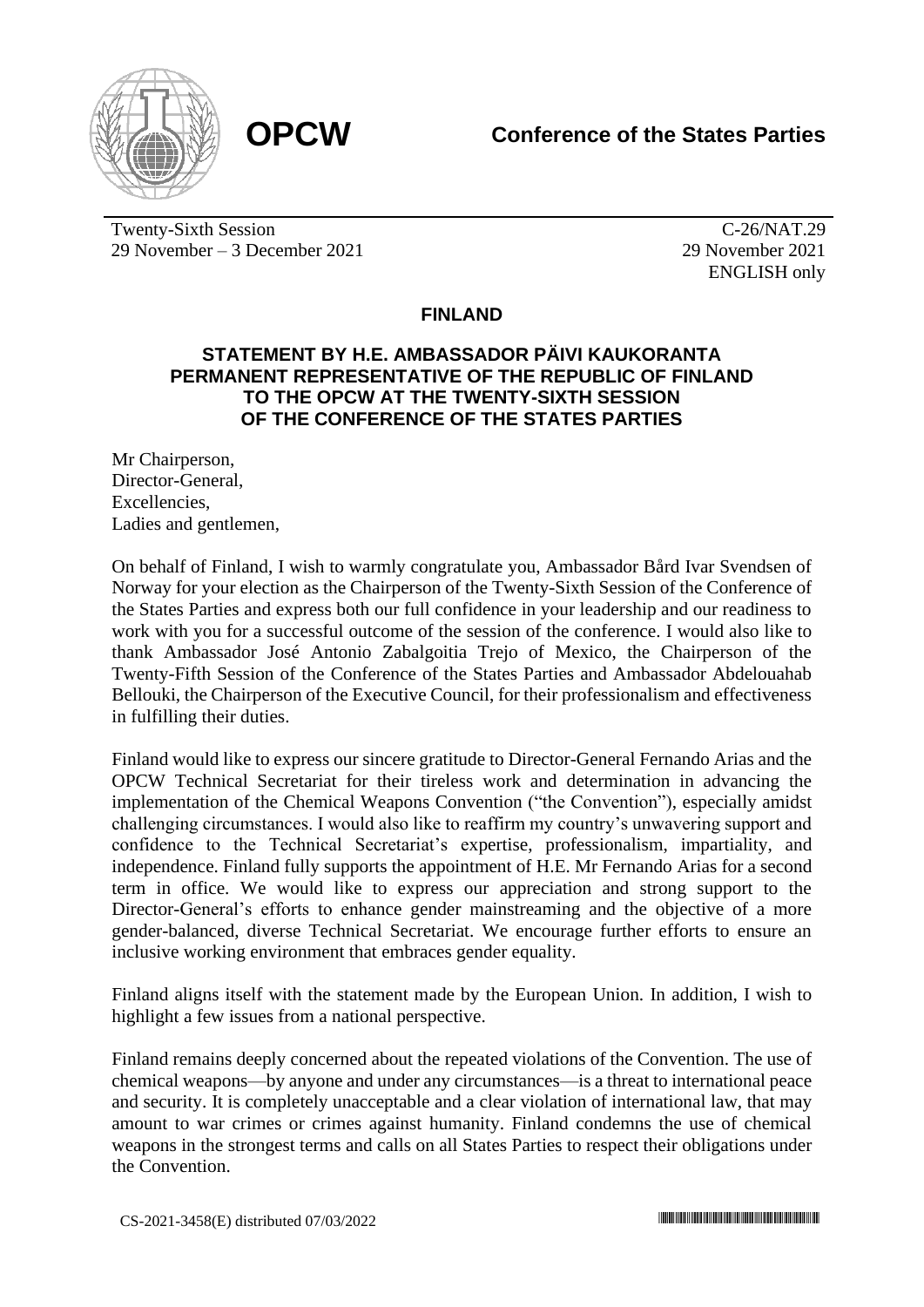**OPCW** **Conference of the States Parties**

Twenty-Sixth Session
29 November – 3 December 2021

C-26/NAT.29
29 November 2021
ENGLISH only

## FINLAND

### STATEMENT BY H.E. AMBASSADOR PÄIVI KAUKORANTA PERMANENT REPRESENTATIVE OF THE REPUBLIC OF FINLAND TO THE OPCW AT THE TWENTY-SIXTH SESSION OF THE CONFERENCE OF THE STATES PARTIES

Mr Chairperson,
Director-General,
Excellencies,
Ladies and gentlemen,

On behalf of Finland, I wish to warmly congratulate you, Ambassador Bård Ivar Svendsen of Norway for your election as the Chairperson of the Twenty-Sixth Session of the Conference of the States Parties and express both our full confidence in your leadership and our readiness to work with you for a successful outcome of the session of the conference. I would also like to thank Ambassador José Antonio Zabalgoitia Trejo of Mexico, the Chairperson of the Twenty-Fifth Session of the Conference of the States Parties and Ambassador Abdelouahab Bellouki, the Chairperson of the Executive Council, for their professionalism and effectiveness in fulfilling their duties.

Finland would like to express our sincere gratitude to Director-General Fernando Arias and the OPCW Technical Secretariat for their tireless work and determination in advancing the implementation of the Chemical Weapons Convention ("the Convention"), especially amidst challenging circumstances. I would also like to reaffirm my country's unwavering support and confidence to the Technical Secretariat's expertise, professionalism, impartiality, and independence. Finland fully supports the appointment of H.E. Mr Fernando Arias for a second term in office. We would like to express our appreciation and strong support to the Director-General's efforts to enhance gender mainstreaming and the objective of a more gender-balanced, diverse Technical Secretariat. We encourage further efforts to ensure an inclusive working environment that embraces gender equality.

Finland aligns itself with the statement made by the European Union. In addition, I wish to highlight a few issues from a national perspective.

Finland remains deeply concerned about the repeated violations of the Convention. The use of chemical weapons—by anyone and under any circumstances—is a threat to international peace and security. It is completely unacceptable and a clear violation of international law, that may amount to war crimes or crimes against humanity. Finland condemns the use of chemical weapons in the strongest terms and calls on all States Parties to respect their obligations under the Convention.

CS-2021-3458(E) distributed 07/03/2022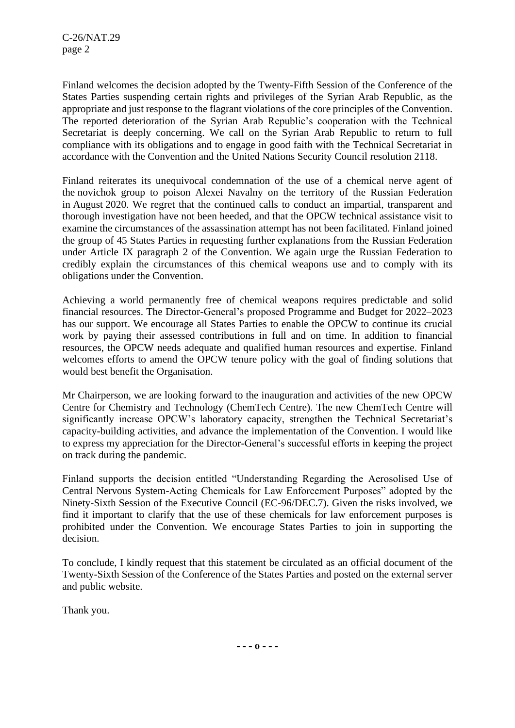Finland welcomes the decision adopted by the Twenty-Fifth Session of the Conference of the States Parties suspending certain rights and privileges of the Syrian Arab Republic, as the appropriate and just response to the flagrant violations of the core principles of the Convention. The reported deterioration of the Syrian Arab Republic's cooperation with the Technical Secretariat is deeply concerning. We call on the Syrian Arab Republic to return to full compliance with its obligations and to engage in good faith with the Technical Secretariat in accordance with the Convention and the United Nations Security Council resolution 2118.

Finland reiterates its unequivocal condemnation of the use of a chemical nerve agent of the novichok group to poison Alexei Navalny on the territory of the Russian Federation in August 2020. We regret that the continued calls to conduct an impartial, transparent and thorough investigation have not been heeded, and that the OPCW technical assistance visit to examine the circumstances of the assassination attempt has not been facilitated. Finland joined the group of 45 States Parties in requesting further explanations from the Russian Federation under Article IX paragraph 2 of the Convention. We again urge the Russian Federation to credibly explain the circumstances of this chemical weapons use and to comply with its obligations under the Convention.

Achieving a world permanently free of chemical weapons requires predictable and solid financial resources. The Director-General's proposed Programme and Budget for 2022–2023 has our support. We encourage all States Parties to enable the OPCW to continue its crucial work by paying their assessed contributions in full and on time. In addition to financial resources, the OPCW needs adequate and qualified human resources and expertise. Finland welcomes efforts to amend the OPCW tenure policy with the goal of finding solutions that would best benefit the Organisation.

Mr Chairperson, we are looking forward to the inauguration and activities of the new OPCW Centre for Chemistry and Technology (ChemTech Centre). The new ChemTech Centre will significantly increase OPCW's laboratory capacity, strengthen the Technical Secretariat's capacity-building activities, and advance the implementation of the Convention. I would like to express my appreciation for the Director-General's successful efforts in keeping the project on track during the pandemic.

Finland supports the decision entitled "Understanding Regarding the Aerosolised Use of Central Nervous System-Acting Chemicals for Law Enforcement Purposes" adopted by the Ninety-Sixth Session of the Executive Council (EC-96/DEC.7). Given the risks involved, we find it important to clarify that the use of these chemicals for law enforcement purposes is prohibited under the Convention. We encourage States Parties to join in supporting the decision.

To conclude, I kindly request that this statement be circulated as an official document of the Twenty-Sixth Session of the Conference of the States Parties and posted on the external server and public website.

Thank you.

**- - - o - - -**